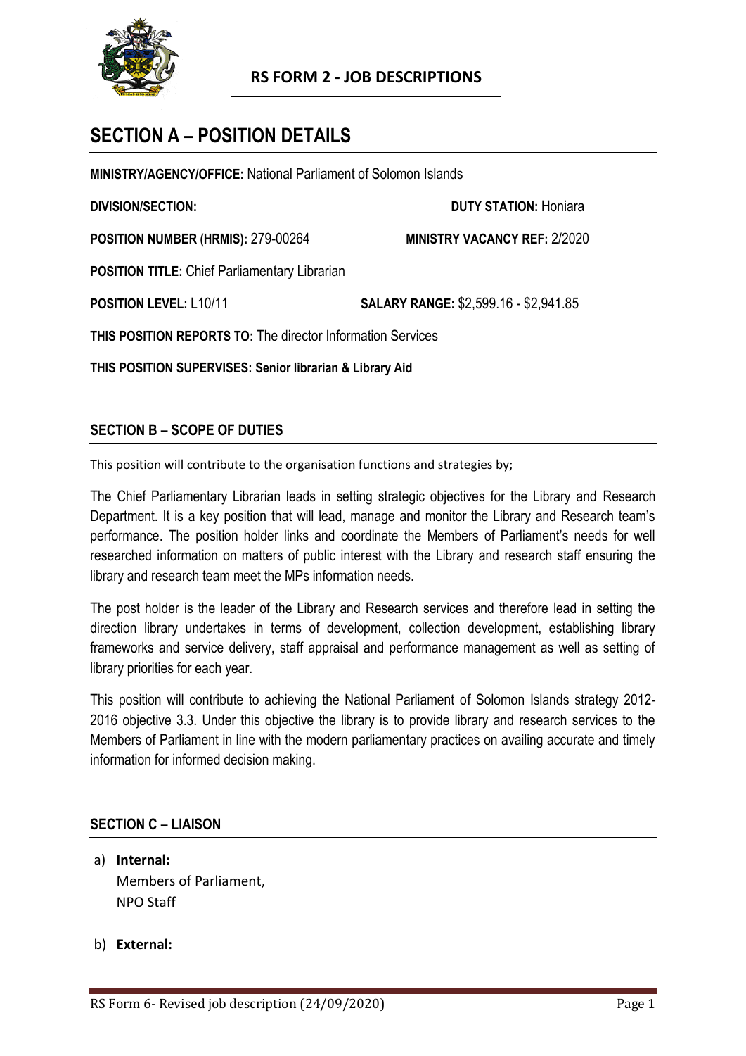**RS FORM 2 - JOB DESCRIPTIONS**

# SECTION A – POSITION DETAILS

**MINISTRY/AGENCY/OFFICE:** National Parliament of Solomon Islands

**DIVISION/SECTION:** **DUTY STATION:** Honiara

**POSITION NUMBER (HRMIS):** 279-00264 **MINISTRY VACANCY REF:** 2/2020

**POSITION TITLE:** Chief Parliamentary Librarian

**POSITION LEVEL:** L10/11 **SALARY RANGE:** $2,599.16 - $2,941.85

**THIS POSITION REPORTS TO:** The director Information Services

**THIS POSITION SUPERVISES: Senior librarian & Library Aid**

## SECTION B – SCOPE OF DUTIES

This position will contribute to the organisation functions and strategies by;

The Chief Parliamentary Librarian leads in setting strategic objectives for the Library and Research Department. It is a key position that will lead, manage and monitor the Library and Research team's performance. The position holder links and coordinate the Members of Parliament's needs for well researched information on matters of public interest with the Library and research staff ensuring the library and research team meet the MPs information needs.

The post holder is the leader of the Library and Research services and therefore lead in setting the direction library undertakes in terms of development, collection development, establishing library frameworks and service delivery, staff appraisal and performance management as well as setting of library priorities for each year.

This position will contribute to achieving the National Parliament of Solomon Islands strategy 2012-2016 objective 3.3. Under this objective the library is to provide library and research services to the Members of Parliament in line with the modern parliamentary practices on availing accurate and timely information for informed decision making.

## SECTION C – LIAISON

a) **Internal:**
   Members of Parliament,
   NPO Staff

b) **External:**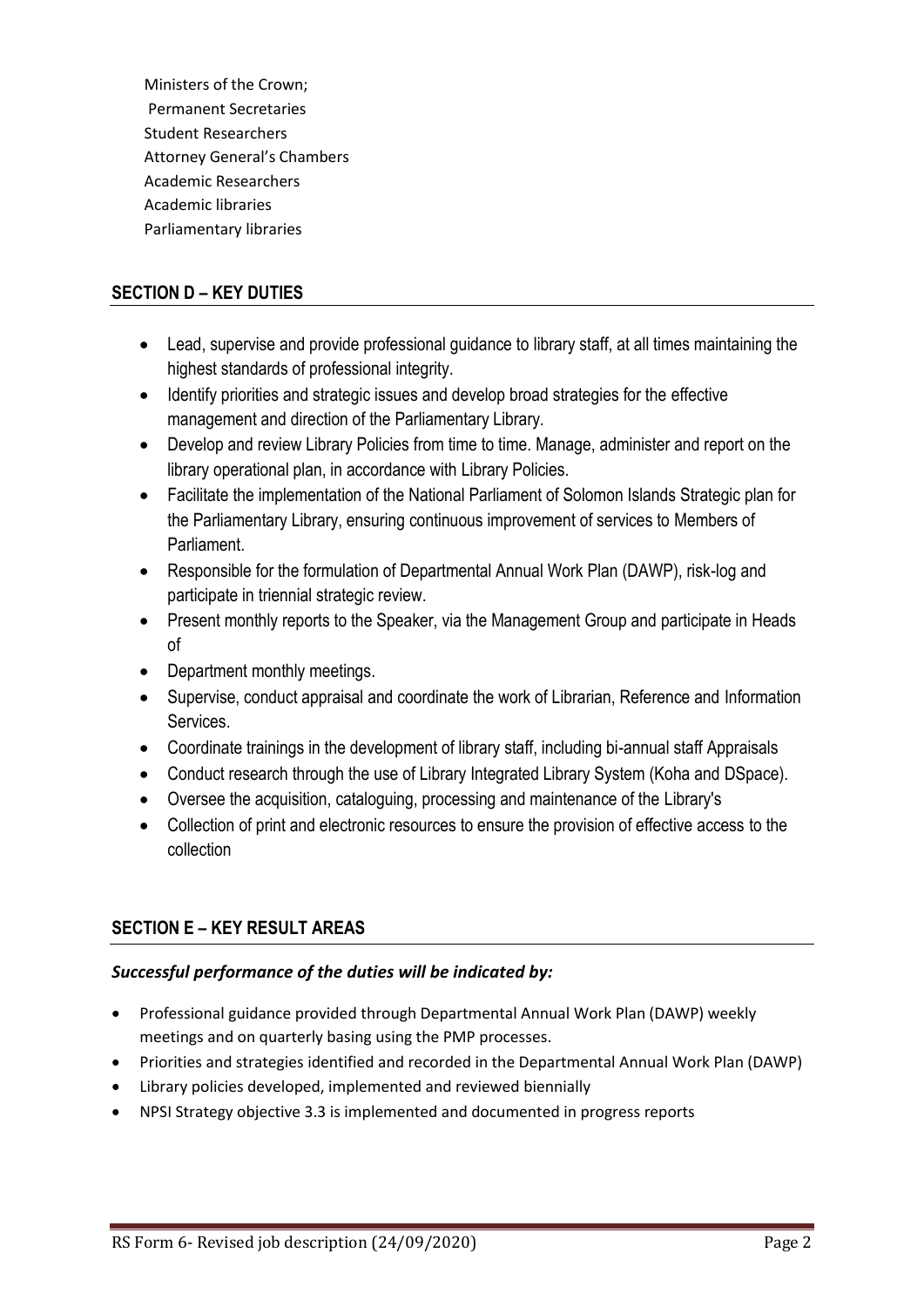Ministers of the Crown;
Permanent Secretaries
Student Researchers
Attorney General's Chambers
Academic Researchers
Academic libraries
Parliamentary libraries

## SECTION D – KEY DUTIES

- Lead, supervise and provide professional guidance to library staff, at all times maintaining the highest standards of professional integrity.
- Identify priorities and strategic issues and develop broad strategies for the effective management and direction of the Parliamentary Library.
- Develop and review Library Policies from time to time. Manage, administer and report on the library operational plan, in accordance with Library Policies.
- Facilitate the implementation of the National Parliament of Solomon Islands Strategic plan for the Parliamentary Library, ensuring continuous improvement of services to Members of Parliament.
- Responsible for the formulation of Departmental Annual Work Plan (DAWP), risk-log and participate in triennial strategic review.
- Present monthly reports to the Speaker, via the Management Group and participate in Heads of
- Department monthly meetings.
- Supervise, conduct appraisal and coordinate the work of Librarian, Reference and Information Services.
- Coordinate trainings in the development of library staff, including bi-annual staff Appraisals
- Conduct research through the use of Library Integrated Library System (Koha and DSpace).
- Oversee the acquisition, cataloguing, processing and maintenance of the Library's
- Collection of print and electronic resources to ensure the provision of effective access to the collection

## SECTION E – KEY RESULT AREAS

***Successful performance of the duties will be indicated by:***

- Professional guidance provided through Departmental Annual Work Plan (DAWP) weekly meetings and on quarterly basing using the PMP processes.
- Priorities and strategies identified and recorded in the Departmental Annual Work Plan (DAWP)
- Library policies developed, implemented and reviewed biennially
- NPSI Strategy objective 3.3 is implemented and documented in progress reports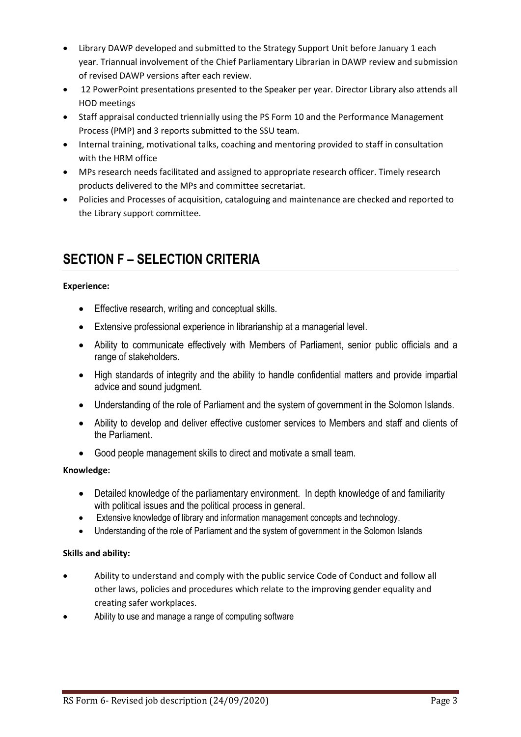- Library DAWP developed and submitted to the Strategy Support Unit before January 1 each year. Triannual involvement of the Chief Parliamentary Librarian in DAWP review and submission of revised DAWP versions after each review.
- 12 PowerPoint presentations presented to the Speaker per year. Director Library also attends all HOD meetings
- Staff appraisal conducted triennially using the PS Form 10 and the Performance Management Process (PMP) and 3 reports submitted to the SSU team.
- Internal training, motivational talks, coaching and mentoring provided to staff in consultation with the HRM office
- MPs research needs facilitated and assigned to appropriate research officer. Timely research products delivered to the MPs and committee secretariat.
- Policies and Processes of acquisition, cataloguing and maintenance are checked and reported to the Library support committee.

## SECTION F – SELECTION CRITERIA

**Experience:**

- Effective research, writing and conceptual skills.
- Extensive professional experience in librarianship at a managerial level.
- Ability to communicate effectively with Members of Parliament, senior public officials and a range of stakeholders.
- High standards of integrity and the ability to handle confidential matters and provide impartial advice and sound judgment.
- Understanding of the role of Parliament and the system of government in the Solomon Islands.
- Ability to develop and deliver effective customer services to Members and staff and clients of the Parliament.
- Good people management skills to direct and motivate a small team.

**Knowledge:**

- Detailed knowledge of the parliamentary environment. In depth knowledge of and familiarity with political issues and the political process in general.
- Extensive knowledge of library and information management concepts and technology.
- Understanding of the role of Parliament and the system of government in the Solomon Islands

**Skills and ability:**

- Ability to understand and comply with the public service Code of Conduct and follow all other laws, policies and procedures which relate to the improving gender equality and creating safer workplaces.
- Ability to use and manage a range of computing software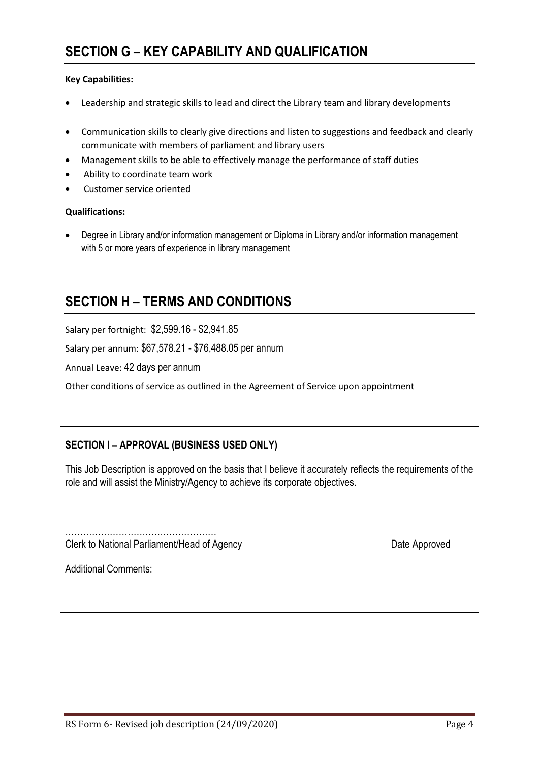## SECTION G – KEY CAPABILITY AND QUALIFICATION

**Key Capabilities:**

- Leadership and strategic skills to lead and direct the Library team and library developments
- Communication skills to clearly give directions and listen to suggestions and feedback and clearly communicate with members of parliament and library users
- Management skills to be able to effectively manage the performance of staff duties
- Ability to coordinate team work
- Customer service oriented

**Qualifications:**

- Degree in Library and/or information management or Diploma in Library and/or information management with 5 or more years of experience in library management

## SECTION H – TERMS AND CONDITIONS

Salary per fortnight: $2,599.16 - $2,941.85

Salary per annum: $67,578.21 - $76,488.05 per annum

Annual Leave: 42 days per annum

Other conditions of service as outlined in the Agreement of Service upon appointment

**SECTION I – APPROVAL (BUSINESS USED ONLY)**

This Job Description is approved on the basis that I believe it accurately reflects the requirements of the role and will assist the Ministry/Agency to achieve its corporate objectives.

……………………………………………
Clerk to National Parliament/Head of Agency Date Approved

Additional Comments: